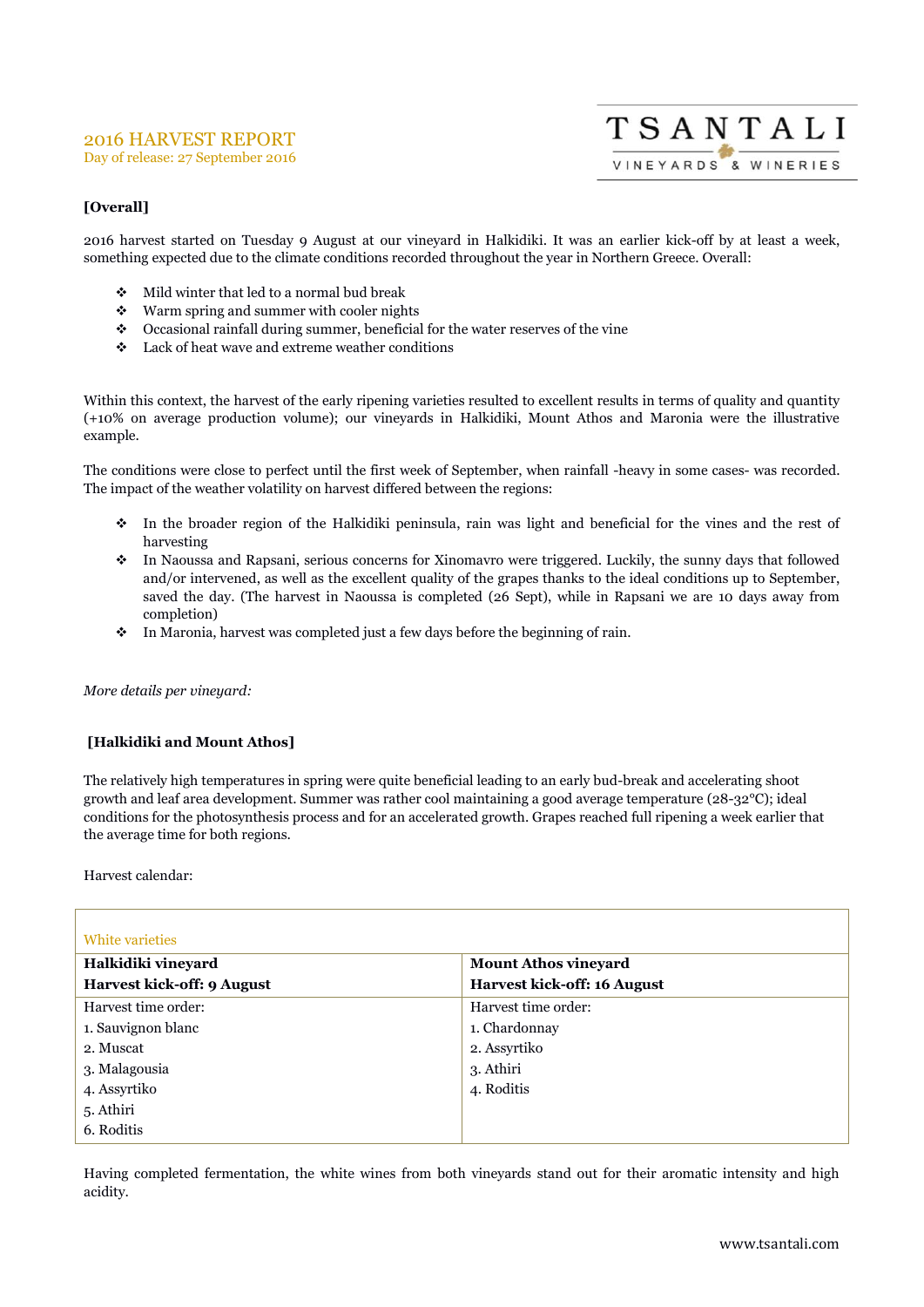# 2016 HARVEST REPORT

Day of release: 27 September 2016

TSANTALI VINEYARDS & WINERIES

**[Overall]**

2016 harvest started on Tuesday 9 August at our vineyard in Halkidiki. It was an earlier kick-off by at least a week, something expected due to the climate conditions recorded throughout the year in Northern Greece. Overall:

- Mild winter that led to a normal bud break
- Warm spring and summer with cooler nights
- Occasional rainfall during summer, beneficial for the water reserves of the vine
- Lack of heat wave and extreme weather conditions

Within this context, the harvest of the early ripening varieties resulted to excellent results in terms of quality and quantity (+10% on average production volume); our vineyards in Halkidiki, Mount Athos and Maronia were the illustrative example.

The conditions were close to perfect until the first week of September, when rainfall -heavy in some cases- was recorded. The impact of the weather volatility on harvest differed between the regions:

- In the broader region of the Halkidiki peninsula, rain was light and beneficial for the vines and the rest of harvesting
- In Naoussa and Rapsani, serious concerns for Xinomavro were triggered. Luckily, the sunny days that followed and/or intervened, as well as the excellent quality of the grapes thanks to the ideal conditions up to September, saved the day. (The harvest in Naoussa is completed (26 Sept), while in Rapsani we are 10 days away from completion)
- In Maronia, harvest was completed just a few days before the beginning of rain.

*More details per vineyard:*

**[Halkidiki and Mount Athos]**

The relatively high temperatures in spring were quite beneficial leading to an early bud-break and accelerating shoot growth and leaf area development. Summer was rather cool maintaining a good average temperature (28-32°C); ideal conditions for the photosynthesis process and for an accelerated growth. Grapes reached full ripening a week earlier that the average time for both regions.

Harvest calendar:

| White varieties | |
|---|---|
| **Halkidiki vineyard**<br>**Harvest kick-off: 9 August** | **Mount Athos vineyard**<br>**Harvest kick-off: 16 August** |
| Harvest time order:<br>1. Sauvignon blanc<br>2. Muscat<br>3. Malagousia<br>4. Assyrtiko<br>5. Athiri<br>6. Roditis | Harvest time order:<br>1. Chardonnay<br>2. Assyrtiko<br>3. Athiri<br>4. Roditis |

Having completed fermentation, the white wines from both vineyards stand out for their aromatic intensity and high acidity.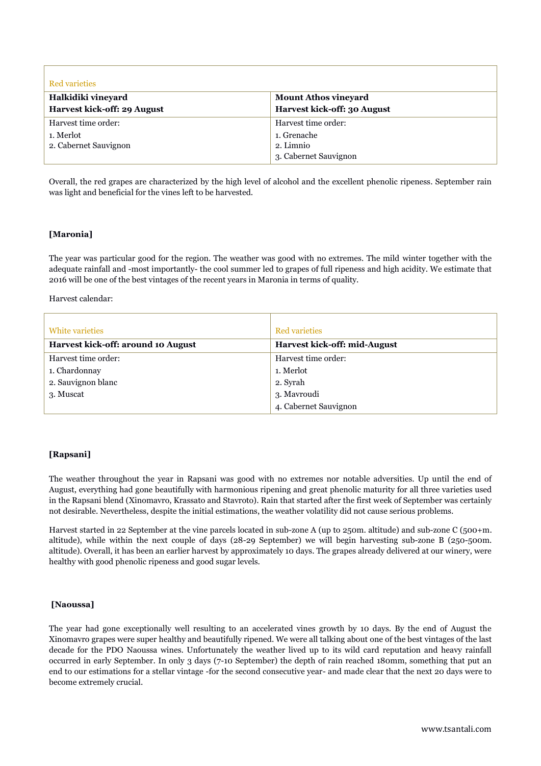| Red varieties | |
|---|---|
| **Halkidiki vineyard**<br>**Harvest kick-off: 29 August** | **Mount Athos vineyard**<br>**Harvest kick-off: 30 August** |
| Harvest time order:<br>1. Merlot<br>2. Cabernet Sauvignon | Harvest time order:<br>1. Grenache<br>2. Limnio<br>3. Cabernet Sauvignon |

Overall, the red grapes are characterized by the high level of alcohol and the excellent phenolic ripeness. September rain was light and beneficial for the vines left to be harvested.

**[Maronia]**

The year was particular good for the region. The weather was good with no extremes. The mild winter together with the adequate rainfall and -most importantly- the cool summer led to grapes of full ripeness and high acidity. We estimate that 2016 will be one of the best vintages of the recent years in Maronia in terms of quality.

Harvest calendar:

| White varieties | Red varieties |
|---|---|
| **Harvest kick-off: around 10 August** | **Harvest kick-off: mid-August** |
| Harvest time order:<br>1. Chardonnay<br>2. Sauvignon blanc<br>3. Muscat | Harvest time order:<br>1. Merlot<br>2. Syrah<br>3. Mavroudi<br>4. Cabernet Sauvignon |

**[Rapsani]**

The weather throughout the year in Rapsani was good with no extremes nor notable adversities. Up until the end of August, everything had gone beautifully with harmonious ripening and great phenolic maturity for all three varieties used in the Rapsani blend (Xinomavro, Krassato and Stavroto). Rain that started after the first week of September was certainly not desirable. Nevertheless, despite the initial estimations, the weather volatility did not cause serious problems.

Harvest started in 22 September at the vine parcels located in sub-zone A (up to 250m. altitude) and sub-zone C (500+m. altitude), while within the next couple of days (28-29 September) we will begin harvesting sub-zone B (250-500m. altitude). Overall, it has been an earlier harvest by approximately 10 days. The grapes already delivered at our winery, were healthy with good phenolic ripeness and good sugar levels.

**[Naoussa]**

The year had gone exceptionally well resulting to an accelerated vines growth by 10 days. By the end of August the Xinomavro grapes were super healthy and beautifully ripened. We were all talking about one of the best vintages of the last decade for the PDO Naoussa wines. Unfortunately the weather lived up to its wild card reputation and heavy rainfall occurred in early September. In only 3 days (7-10 September) the depth of rain reached 180mm, something that put an end to our estimations for a stellar vintage -for the second consecutive year- and made clear that the next 20 days were to become extremely crucial.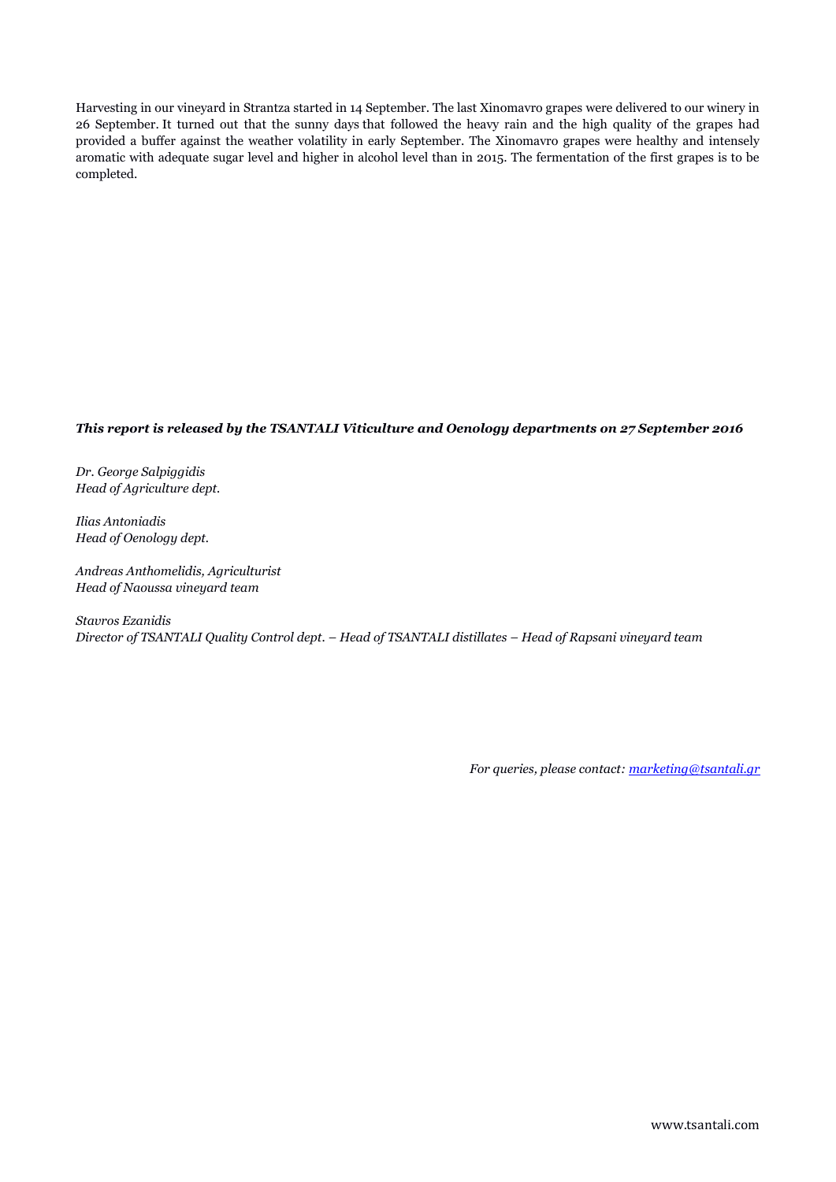Harvesting in our vineyard in Strantza started in 14 September. The last Xinomavro grapes were delivered to our winery in 26 September. It turned out that the sunny days that followed the heavy rain and the high quality of the grapes had provided a buffer against the weather volatility in early September. The Xinomavro grapes were healthy and intensely aromatic with adequate sugar level and higher in alcohol level than in 2015. The fermentation of the first grapes is to be completed.

***This report is released by the TSANTALI Viticulture and Oenology departments on 27 September 2016***

*Dr. George Salpiggidis*
*Head of Agriculture dept.*

*Ilias Antoniadis*
*Head of Oenology dept.*

*Andreas Anthomelidis, Agriculturist*
*Head of Naoussa vineyard team*

*Stavros Ezanidis*
*Director of TSANTALI Quality Control dept. – Head of TSANTALI distillates – Head of Rapsani vineyard team*

*For queries, please contact: [marketing@tsantali.gr](mailto:marketing@tsantali.gr)*

www.tsantali.com